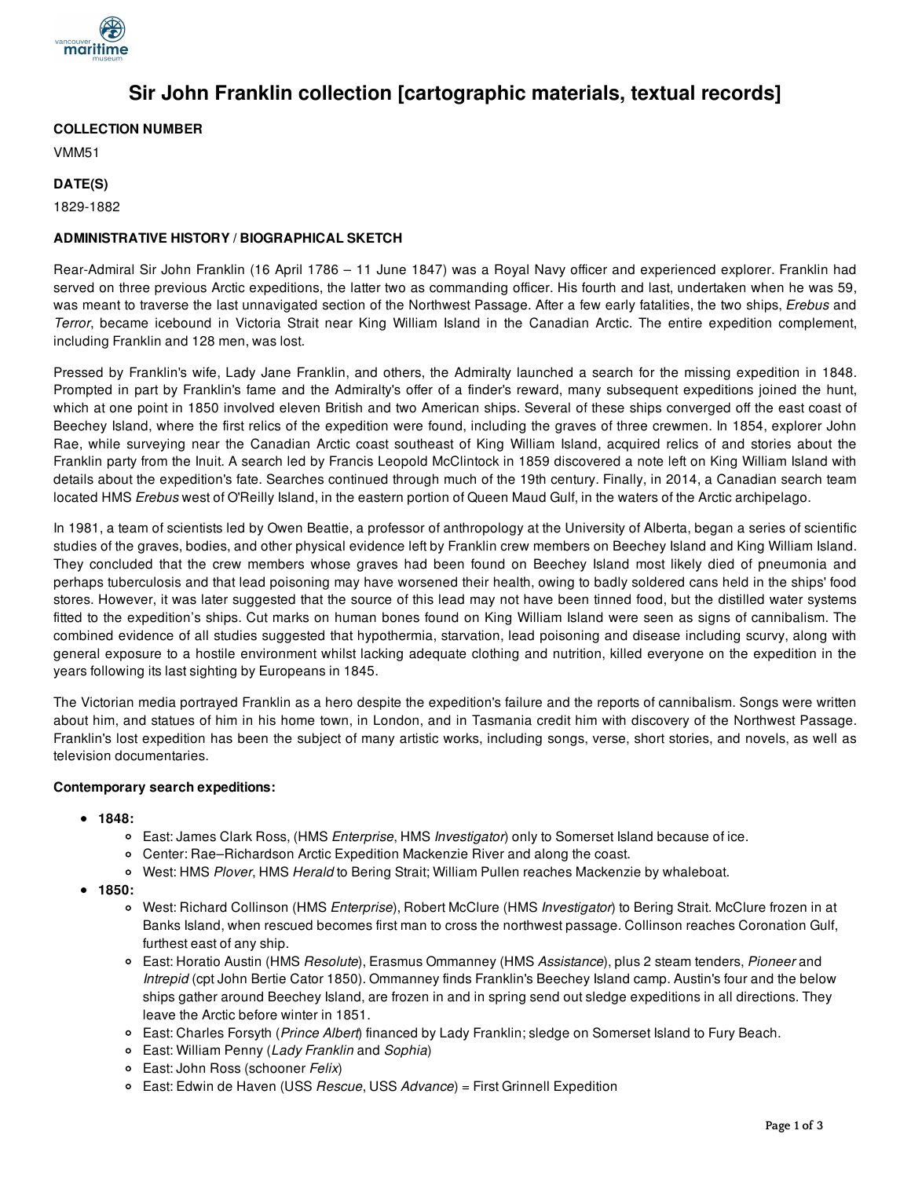# Sir John Franklin collection [cartographic materials, textual records]

**COLLECTION NUMBER**

VMM51

**DATE(S)**

1829-1882

**ADMINISTRATIVE HISTORY / BIOGRAPHICAL SKETCH**

Rear-Admiral Sir John Franklin (16 April 1786 – 11 June 1847) was a Royal Navy officer and experienced explorer. Franklin had served on three previous Arctic expeditions, the latter two as commanding officer. His fourth and last, undertaken when he was 59, was meant to traverse the last unnavigated section of the Northwest Passage. After a few early fatalities, the two ships, *Erebus* and *Terror*, became icebound in Victoria Strait near King William Island in the Canadian Arctic. The entire expedition complement, including Franklin and 128 men, was lost.

Pressed by Franklin's wife, Lady Jane Franklin, and others, the Admiralty launched a search for the missing expedition in 1848. Prompted in part by Franklin's fame and the Admiralty's offer of a finder's reward, many subsequent expeditions joined the hunt, which at one point in 1850 involved eleven British and two American ships. Several of these ships converged off the east coast of Beechey Island, where the first relics of the expedition were found, including the graves of three crewmen. In 1854, explorer John Rae, while surveying near the Canadian Arctic coast southeast of King William Island, acquired relics of and stories about the Franklin party from the Inuit. A search led by Francis Leopold McClintock in 1859 discovered a note left on King William Island with details about the expedition's fate. Searches continued through much of the 19th century. Finally, in 2014, a Canadian search team located HMS *Erebus* west of O'Reilly Island, in the eastern portion of Queen Maud Gulf, in the waters of the Arctic archipelago.

In 1981, a team of scientists led by Owen Beattie, a professor of anthropology at the University of Alberta, began a series of scientific studies of the graves, bodies, and other physical evidence left by Franklin crew members on Beechey Island and King William Island. They concluded that the crew members whose graves had been found on Beechey Island most likely died of pneumonia and perhaps tuberculosis and that lead poisoning may have worsened their health, owing to badly soldered cans held in the ships' food stores. However, it was later suggested that the source of this lead may not have been tinned food, but the distilled water systems fitted to the expedition's ships. Cut marks on human bones found on King William Island were seen as signs of cannibalism. The combined evidence of all studies suggested that hypothermia, starvation, lead poisoning and disease including scurvy, along with general exposure to a hostile environment whilst lacking adequate clothing and nutrition, killed everyone on the expedition in the years following its last sighting by Europeans in 1845.

The Victorian media portrayed Franklin as a hero despite the expedition's failure and the reports of cannibalism. Songs were written about him, and statues of him in his home town, in London, and in Tasmania credit him with discovery of the Northwest Passage. Franklin's lost expedition has been the subject of many artistic works, including songs, verse, short stories, and novels, as well as television documentaries.

**Contemporary search expeditions:**

- **1848:**
  - East: James Clark Ross, (HMS *Enterprise*, HMS *Investigator*) only to Somerset Island because of ice.
  - Center: Rae–Richardson Arctic Expedition Mackenzie River and along the coast.
  - West: HMS *Plover*, HMS *Herald* to Bering Strait; William Pullen reaches Mackenzie by whaleboat.
- **1850:**
  - West: Richard Collinson (HMS *Enterprise*), Robert McClure (HMS *Investigator*) to Bering Strait. McClure frozen in at Banks Island, when rescued becomes first man to cross the northwest passage. Collinson reaches Coronation Gulf, furthest east of any ship.
  - East: Horatio Austin (HMS *Resolute*), Erasmus Ommanney (HMS *Assistance*), plus 2 steam tenders, *Pioneer* and *Intrepid* (cpt John Bertie Cator 1850). Ommanney finds Franklin's Beechey Island camp. Austin's four and the below ships gather around Beechey Island, are frozen in and in spring send out sledge expeditions in all directions. They leave the Arctic before winter in 1851.
  - East: Charles Forsyth (*Prince Albert*) financed by Lady Franklin; sledge on Somerset Island to Fury Beach.
  - East: William Penny (*Lady Franklin* and *Sophia*)
  - East: John Ross (schooner *Felix*)
  - East: Edwin de Haven (USS *Rescue*, USS *Advance*) = First Grinnell Expedition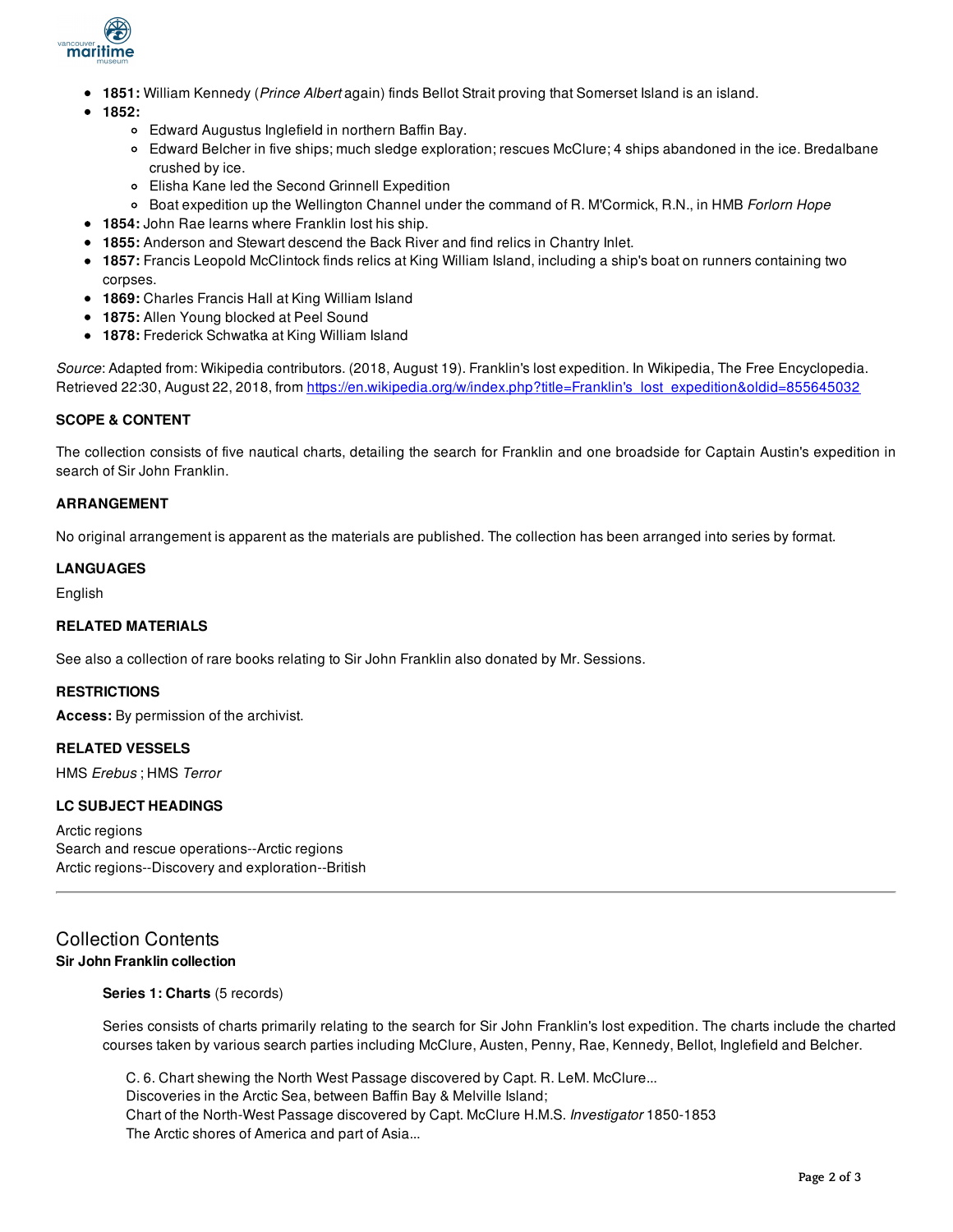- **1851:** William Kennedy (*Prince Albert* again) finds Bellot Strait proving that Somerset Island is an island.
- **1852:**
  - Edward Augustus Inglefield in northern Baffin Bay.
  - Edward Belcher in five ships; much sledge exploration; rescues McClure; 4 ships abandoned in the ice. Bredalbane crushed by ice.
  - Elisha Kane led the Second Grinnell Expedition
  - Boat expedition up the Wellington Channel under the command of R. M'Cormick, R.N., in HMB *Forlorn Hope*
- **1854:** John Rae learns where Franklin lost his ship.
- **1855:** Anderson and Stewart descend the Back River and find relics in Chantry Inlet.
- **1857:** Francis Leopold McClintock finds relics at King William Island, including a ship's boat on runners containing two corpses.
- **1869:** Charles Francis Hall at King William Island
- **1875:** Allen Young blocked at Peel Sound
- **1878:** Frederick Schwatka at King William Island

*Source*: Adapted from: Wikipedia contributors. (2018, August 19). Franklin's lost expedition. In Wikipedia, The Free Encyclopedia. Retrieved 22:30, August 22, 2018, from [https://en.wikipedia.org/w/index.php?title=Franklin's_lost_expedition&oldid=855645032](https://en.wikipedia.org/w/index.php?title=Franklin's_lost_expedition&oldid=855645032)

#### SCOPE & CONTENT

The collection consists of five nautical charts, detailing the search for Franklin and one broadside for Captain Austin's expedition in search of Sir John Franklin.

#### ARRANGEMENT

No original arrangement is apparent as the materials are published. The collection has been arranged into series by format.

#### LANGUAGES

English

#### RELATED MATERIALS

See also a collection of rare books relating to Sir John Franklin also donated by Mr. Sessions.

#### RESTRICTIONS

**Access:** By permission of the archivist.

#### RELATED VESSELS

HMS *Erebus* ; HMS *Terror*

#### LC SUBJECT HEADINGS

Arctic regions
Search and rescue operations--Arctic regions
Arctic regions--Discovery and exploration--British

---

## Collection Contents

**Sir John Franklin collection**

**Series 1: Charts** (5 records)

Series consists of charts primarily relating to the search for Sir John Franklin's lost expedition. The charts include the charted courses taken by various search parties including McClure, Austen, Penny, Rae, Kennedy, Bellot, Inglefield and Belcher.

C. 6. Chart shewing the North West Passage discovered by Capt. R. LeM. McClure...
Discoveries in the Arctic Sea, between Baffin Bay & Melville Island;
Chart of the North-West Passage discovered by Capt. McClure H.M.S. *Investigator* 1850-1853
The Arctic shores of America and part of Asia...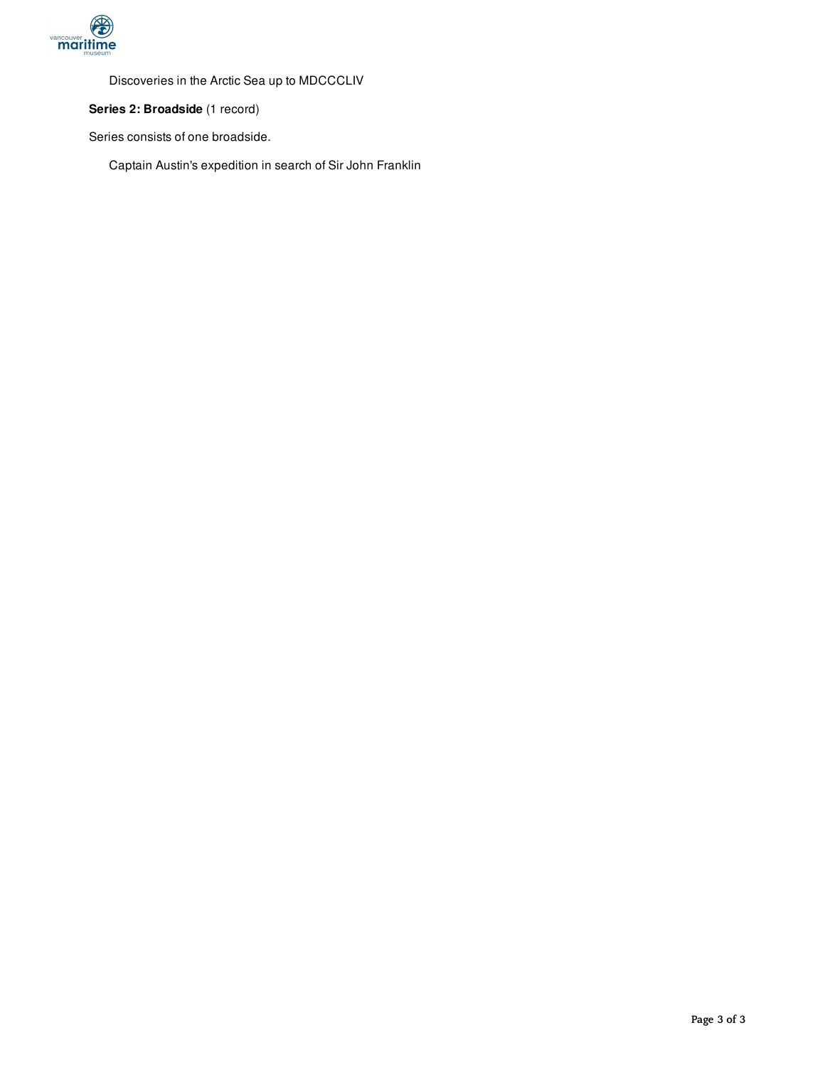Discoveries in the Arctic Sea up to MDCCCLIV

**Series 2: Broadside** (1 record)

Series consists of one broadside.

Captain Austin's expedition in search of Sir John Franklin